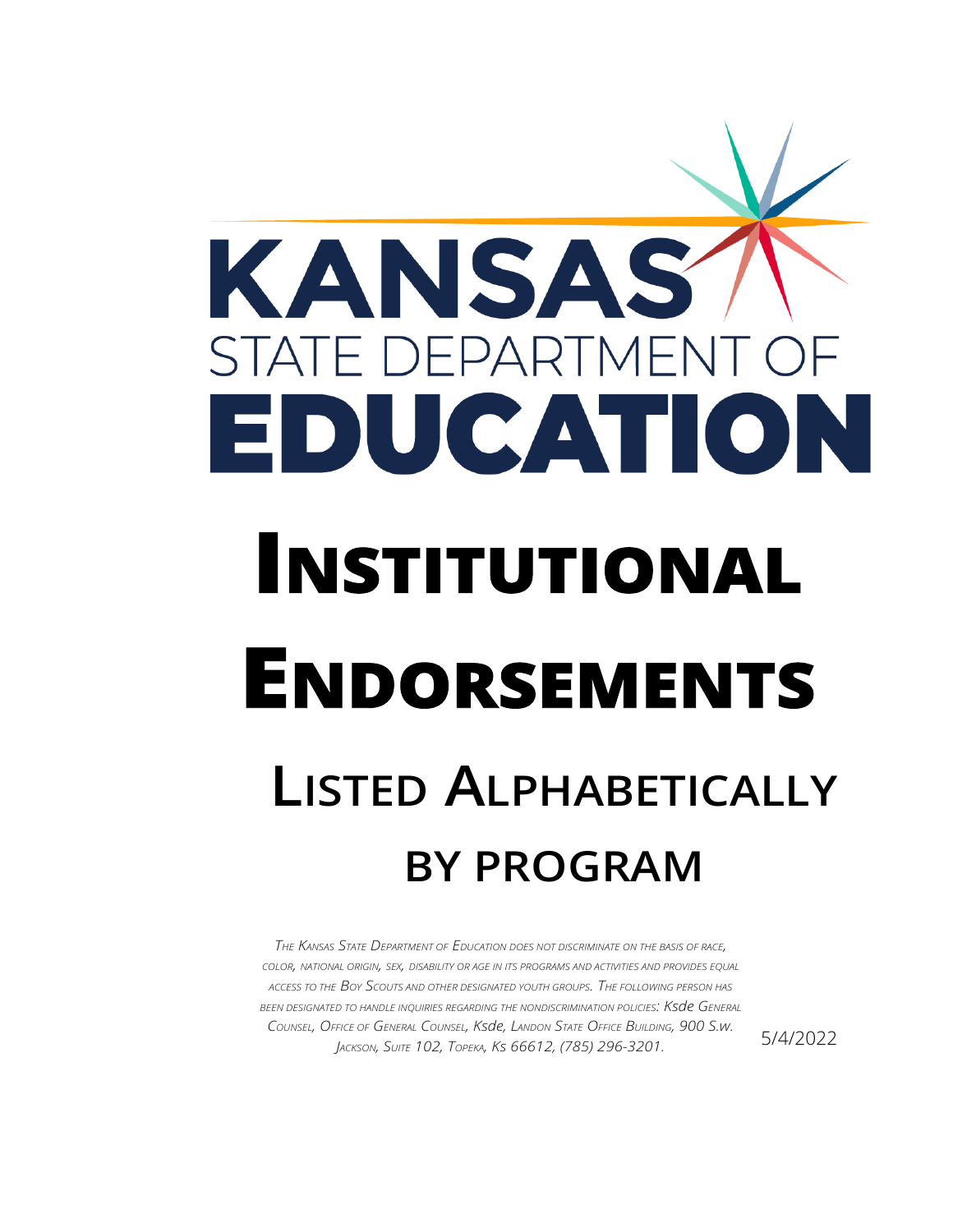KANSAS STATE DEPARTMENT OF EDUCATION

# Institutional Endorsements

## Listed Alphabetically by Program

*The Kansas State Department of Education does not discriminate on the basis of race, color, national origin, sex, disability or age in its programs and activities and provides equal access to the Boy Scouts and other designated youth groups. The following person has been designated to handle inquiries regarding the nondiscrimination policies: Ksde General Counsel, Office of General Counsel, Ksde, Landon State Office Building, 900 S.w. Jackson, Suite 102, Topeka, Ks 66612, (785) 296-3201.*

5/4/2022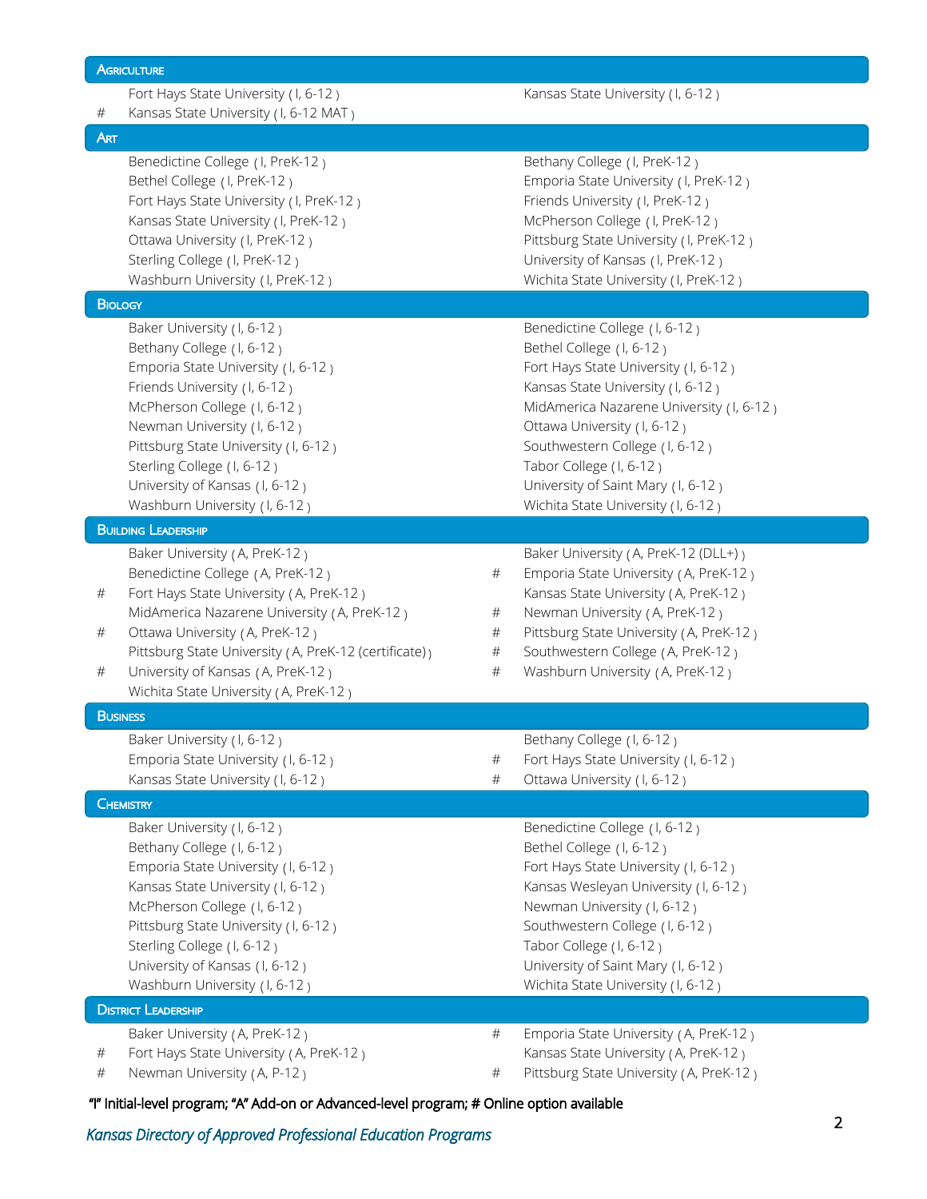## Agriculture

- Fort Hays State University ( I, 6-12 )
- Kansas State University ( I, 6-12 )
- # Kansas State University ( I, 6-12 MAT )

## Art

- Benedictine College ( I, PreK-12 )
- Bethany College ( I, PreK-12 )
- Bethel College ( I, PreK-12 )
- Emporia State University ( I, PreK-12 )
- Fort Hays State University ( I, PreK-12 )
- Friends University ( I, PreK-12 )
- Kansas State University ( I, PreK-12 )
- McPherson College ( I, PreK-12 )
- Ottawa University ( I, PreK-12 )
- Pittsburg State University ( I, PreK-12 )
- Sterling College ( I, PreK-12 )
- University of Kansas ( I, PreK-12 )
- Washburn University ( I, PreK-12 )
- Wichita State University ( I, PreK-12 )

## Biology

- Baker University ( I, 6-12 )
- Benedictine College ( I, 6-12 )
- Bethany College ( I, 6-12 )
- Bethel College ( I, 6-12 )
- Emporia State University ( I, 6-12 )
- Fort Hays State University ( I, 6-12 )
- Friends University ( I, 6-12 )
- Kansas State University ( I, 6-12 )
- McPherson College ( I, 6-12 )
- MidAmerica Nazarene University ( I, 6-12 )
- Newman University ( I, 6-12 )
- Ottawa University ( I, 6-12 )
- Pittsburg State University ( I, 6-12 )
- Southwestern College ( I, 6-12 )
- Sterling College ( I, 6-12 )
- Tabor College ( I, 6-12 )
- University of Kansas ( I, 6-12 )
- University of Saint Mary ( I, 6-12 )
- Washburn University ( I, 6-12 )
- Wichita State University ( I, 6-12 )

## Building Leadership

- Baker University ( A, PreK-12 )
- Baker University ( A, PreK-12 (DLL+) )
- Benedictine College ( A, PreK-12 )
- # Emporia State University ( A, PreK-12 )
- # Fort Hays State University ( A, PreK-12 )
- Kansas State University ( A, PreK-12 )
- MidAmerica Nazarene University ( A, PreK-12 )
- # Newman University ( A, PreK-12 )
- # Ottawa University ( A, PreK-12 )
- # Pittsburg State University ( A, PreK-12 )
- Pittsburg State University ( A, PreK-12 (certificate) )
- # Southwestern College ( A, PreK-12 )
- # University of Kansas ( A, PreK-12 )
- # Washburn University ( A, PreK-12 )
- Wichita State University ( A, PreK-12 )

## Business

- Baker University ( I, 6-12 )
- Bethany College ( I, 6-12 )
- Emporia State University ( I, 6-12 )
- # Fort Hays State University ( I, 6-12 )
- Kansas State University ( I, 6-12 )
- # Ottawa University ( I, 6-12 )

## Chemistry

- Baker University ( I, 6-12 )
- Benedictine College ( I, 6-12 )
- Bethany College ( I, 6-12 )
- Bethel College ( I, 6-12 )
- Emporia State University ( I, 6-12 )
- Fort Hays State University ( I, 6-12 )
- Kansas State University ( I, 6-12 )
- Kansas Wesleyan University ( I, 6-12 )
- McPherson College ( I, 6-12 )
- Newman University ( I, 6-12 )
- Pittsburg State University ( I, 6-12 )
- Southwestern College ( I, 6-12 )
- Sterling College ( I, 6-12 )
- Tabor College ( I, 6-12 )
- University of Kansas ( I, 6-12 )
- University of Saint Mary ( I, 6-12 )
- Washburn University ( I, 6-12 )
- Wichita State University ( I, 6-12 )

## District Leadership

- Baker University ( A, PreK-12 )
- # Emporia State University ( A, PreK-12 )
- # Fort Hays State University ( A, PreK-12 )
- Kansas State University ( A, PreK-12 )
- # Newman University ( A, P-12 )
- # Pittsburg State University ( A, PreK-12 )

**"I" Initial-level program; "A" Add-on or Advanced-level program; # Online option available**

*Kansas Directory of Approved Professional Education Programs*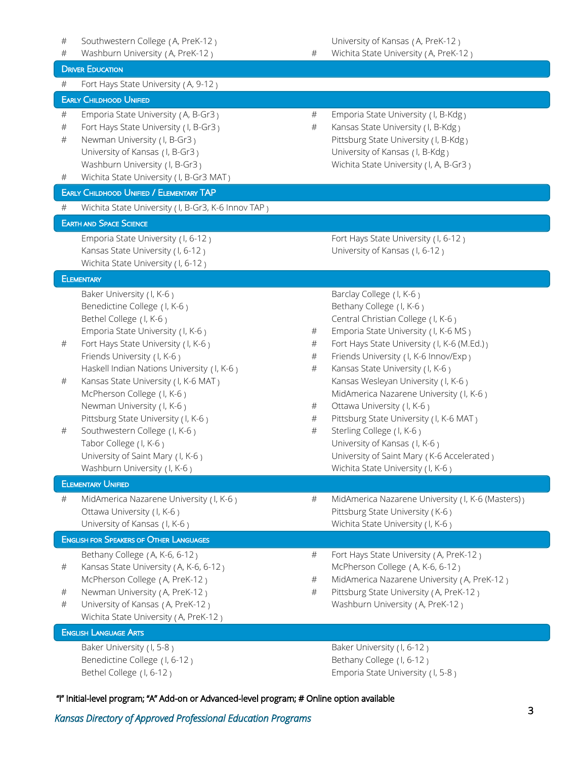- # Southwestern College (A, PreK-12)
- # Washburn University (A, PreK-12)
- University of Kansas (A, PreK-12)
- # Wichita State University (A, PreK-12)

## Driver Education

- # Fort Hays State University (A, 9-12)

## Early Childhood Unified

- # Emporia State University (A, B-Gr3)
- # Fort Hays State University (I, B-Gr3)
- # Newman University (I, B-Gr3)
- University of Kansas (I, B-Gr3)
- Washburn University (I, B-Gr3)
- # Wichita State University (I, B-Gr3 MAT)
- # Emporia State University (I, B-Kdg)
- # Kansas State University (I, B-Kdg)
- Pittsburg State University (I, B-Kdg)
- University of Kansas (I, B-Kdg)
- Wichita State University (I, A, B-Gr3)

## Early Childhood Unified / Elementary TAP

- # Wichita State University (I, B-Gr3, K-6 Innov TAP)

## Earth and Space Science

- Emporia State University (I, 6-12)
- Kansas State University (I, 6-12)
- Wichita State University (I, 6-12)
- Fort Hays State University (I, 6-12)
- University of Kansas (I, 6-12)

## Elementary

- Baker University (I, K-6)
- Benedictine College (I, K-6)
- Bethel College (I, K-6)
- Emporia State University (I, K-6)
- # Fort Hays State University (I, K-6)
- Friends University (I, K-6)
- Haskell Indian Nations University (I, K-6)
- # Kansas State University (I, K-6 MAT)
- McPherson College (I, K-6)
- Newman University (I, K-6)
- Pittsburg State University (I, K-6)
- # Southwestern College (I, K-6)
- Tabor College (I, K-6)
- University of Saint Mary (I, K-6)
- Washburn University (I, K-6)
- Barclay College (I, K-6)
- Bethany College (I, K-6)
- Central Christian College (I, K-6)
- # Emporia State University (I, K-6 MS)
- # Fort Hays State University (I, K-6 (M.Ed.))
- # Friends University (I, K-6 Innov/Exp)
- # Kansas State University (I, K-6)
- Kansas Wesleyan University (I, K-6)
- MidAmerica Nazarene University (I, K-6)
- # Ottawa University (I, K-6)
- # Pittsburg State University (I, K-6 MAT)
- # Sterling College (I, K-6)
- University of Kansas (I, K-6)
- University of Saint Mary (K-6 Accelerated)
- Wichita State University (I, K-6)

## Elementary Unified

- # MidAmerica Nazarene University (I, K-6)
- Ottawa University (I, K-6)
- University of Kansas (I, K-6)
- # MidAmerica Nazarene University (I, K-6 (Masters))
- Pittsburg State University (K-6)
- Wichita State University (I, K-6)

## English for Speakers of Other Languages

- Bethany College (A, K-6, 6-12)
- # Kansas State University (A, K-6, 6-12)
- McPherson College (A, PreK-12)
- # Newman University (A, PreK-12)
- # University of Kansas (A, PreK-12)
- Wichita State University (A, PreK-12)
- # Fort Hays State University (A, PreK-12)
- McPherson College (A, K-6, 6-12)
- # MidAmerica Nazarene University (A, PreK-12)
- # Pittsburg State University (A, PreK-12)
- Washburn University (A, PreK-12)

## English Language Arts

- Baker University (I, 5-8)
- Benedictine College (I, 6-12)
- Bethel College (I, 6-12)
- Baker University (I, 6-12)
- Bethany College (I, 6-12)
- Emporia State University (I, 5-8)

**"I" Initial-level program; "A" Add-on or Advanced-level program; # Online option available**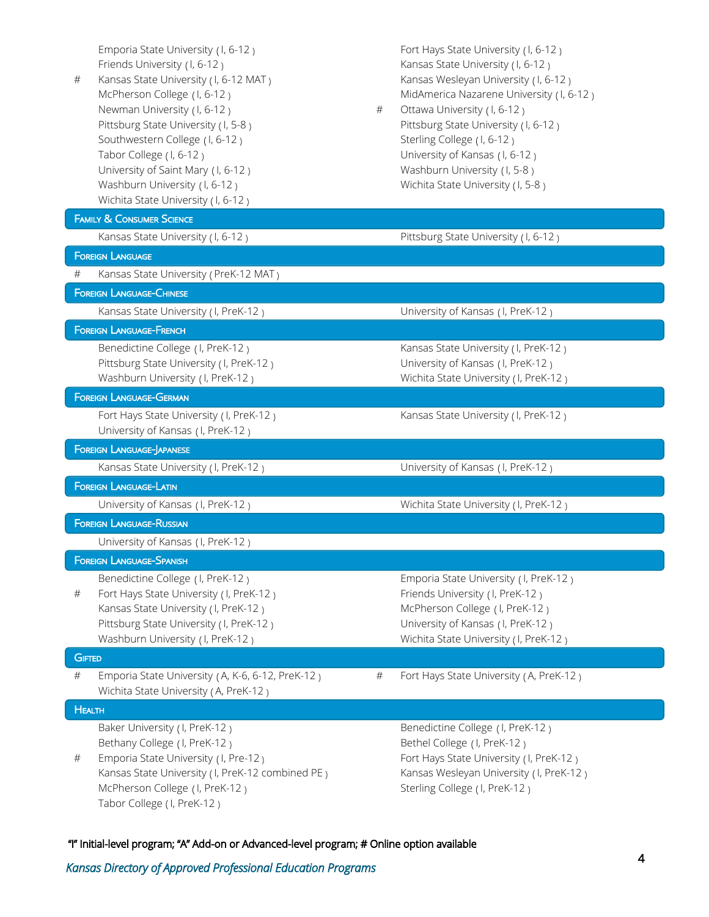Emporia State University ( I, 6-12 )
Friends University ( I, 6-12 )
# Kansas State University ( I, 6-12 MAT )
McPherson College ( I, 6-12 )
Newman University ( I, 6-12 )
Pittsburg State University ( I, 5-8 )
Southwestern College ( I, 6-12 )
Tabor College ( I, 6-12 )
University of Saint Mary ( I, 6-12 )
Washburn University ( I, 6-12 )
Wichita State University ( I, 6-12 )
Fort Hays State University ( I, 6-12 )
Kansas State University ( I, 6-12 )
Kansas Wesleyan University ( I, 6-12 )
MidAmerica Nazarene University ( I, 6-12 )
# Ottawa University ( I, 6-12 )
Pittsburg State University ( I, 6-12 )
Sterling College ( I, 6-12 )
University of Kansas ( I, 6-12 )
Washburn University ( I, 5-8 )
Wichita State University ( I, 5-8 )

## Family & Consumer Science

Kansas State University ( I, 6-12 )
Pittsburg State University ( I, 6-12 )

## Foreign Language

# Kansas State University ( PreK-12 MAT )

## Foreign Language-Chinese

Kansas State University ( I, PreK-12 )
University of Kansas ( I, PreK-12 )

## Foreign Language-French

Benedictine College ( I, PreK-12 )
Pittsburg State University ( I, PreK-12 )
Washburn University ( I, PreK-12 )
Kansas State University ( I, PreK-12 )
University of Kansas ( I, PreK-12 )
Wichita State University ( I, PreK-12 )

## Foreign Language-German

Fort Hays State University ( I, PreK-12 )
University of Kansas ( I, PreK-12 )
Kansas State University ( I, PreK-12 )

## Foreign Language-Japanese

Kansas State University ( I, PreK-12 )
University of Kansas ( I, PreK-12 )

## Foreign Language-Latin

University of Kansas ( I, PreK-12 )
Wichita State University ( I, PreK-12 )

## Foreign Language-Russian

University of Kansas ( I, PreK-12 )

## Foreign Language-Spanish

Benedictine College ( I, PreK-12 )
# Fort Hays State University ( I, PreK-12 )
Kansas State University ( I, PreK-12 )
Pittsburg State University ( I, PreK-12 )
Washburn University ( I, PreK-12 )
Emporia State University ( I, PreK-12 )
Friends University ( I, PreK-12 )
McPherson College ( I, PreK-12 )
University of Kansas ( I, PreK-12 )
Wichita State University ( I, PreK-12 )

## Gifted

# Emporia State University ( A, K-6, 6-12, PreK-12 )
Wichita State University ( A, PreK-12 )
# Fort Hays State University ( A, PreK-12 )

## Health

Baker University ( I, PreK-12 )
Bethany College ( I, PreK-12 )
# Emporia State University ( I, Pre-12 )
Kansas State University ( I, PreK-12 combined PE )
McPherson College ( I, PreK-12 )
Tabor College ( I, PreK-12 )
Benedictine College ( I, PreK-12 )
Bethel College ( I, PreK-12 )
Fort Hays State University ( I, PreK-12 )
Kansas Wesleyan University ( I, PreK-12 )
Sterling College ( I, PreK-12 )

**"I" Initial-level program; "A" Add-on or Advanced-level program; # Online option available**

*Kansas Directory of Approved Professional Education Programs*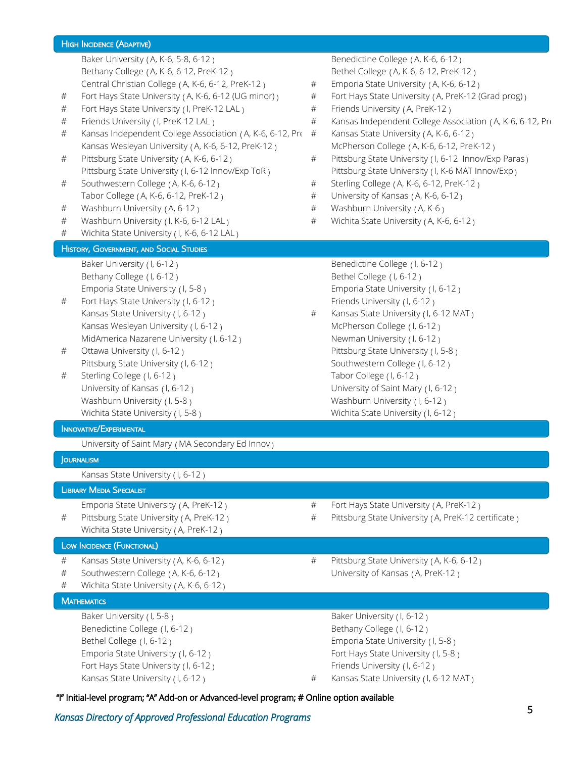## High Incidence (Adaptive)

- Baker University ( A, K-6, 5-8, 6-12 )
- Bethany College ( A, K-6, 6-12, PreK-12 )
- Central Christian College ( A, K-6, 6-12, PreK-12 )
- # Fort Hays State University ( A, K-6, 6-12 (UG minor) )
- # Fort Hays State University ( I, PreK-12 LAL )
- # Friends University ( I, PreK-12 LAL )
- # Kansas Independent College Association ( A, K-6, 6-12, Pre
- Kansas Wesleyan University ( A, K-6, 6-12, PreK-12 )
- # Pittsburg State University ( A, K-6, 6-12 )
- Pittsburg State University ( I, 6-12 Innov/Exp ToR )
- # Southwestern College ( A, K-6, 6-12 )
- Tabor College ( A, K-6, 6-12, PreK-12 )
- # Washburn University ( A, 6-12 )
- # Washburn University ( I, K-6, 6-12 LAL )
- # Wichita State University ( I, K-6, 6-12 LAL )
- Benedictine College ( A, K-6, 6-12 )
- Bethel College ( A, K-6, 6-12, PreK-12 )
- # Emporia State University ( A, K-6, 6-12 )
- # Fort Hays State University ( A, PreK-12 (Grad prog) )
- # Friends University ( A, PreK-12 )
- # Kansas Independent College Association ( A, K-6, 6-12, Pre
- # Kansas State University ( A, K-6, 6-12 )
- McPherson College ( A, K-6, 6-12, PreK-12 )
- # Pittsburg State University ( I, 6-12 Innov/Exp Paras )
- Pittsburg State University ( I, K-6 MAT Innov/Exp )
- # Sterling College ( A, K-6, 6-12, PreK-12 )
- # University of Kansas ( A, K-6, 6-12 )
- # Washburn University ( A, K-6 )
- # Wichita State University ( A, K-6, 6-12 )

## History, Government, and Social Studies

- Baker University ( I, 6-12 )
- Bethany College ( I, 6-12 )
- Emporia State University ( I, 5-8 )
- # Fort Hays State University ( I, 6-12 )
- Kansas State University ( I, 6-12 )
- Kansas Wesleyan University ( I, 6-12 )
- MidAmerica Nazarene University ( I, 6-12 )
- # Ottawa University ( I, 6-12 )
- Pittsburg State University ( I, 6-12 )
- # Sterling College ( I, 6-12 )
- University of Kansas ( I, 6-12 )
- Washburn University ( I, 5-8 )
- Wichita State University ( I, 5-8 )
- Benedictine College ( I, 6-12 )
- Bethel College ( I, 6-12 )
- Emporia State University ( I, 6-12 )
- Friends University ( I, 6-12 )
- # Kansas State University ( I, 6-12 MAT )
- McPherson College ( I, 6-12 )
- Newman University ( I, 6-12 )
- Pittsburg State University ( I, 5-8 )
- Southwestern College ( I, 6-12 )
- Tabor College ( I, 6-12 )
- University of Saint Mary ( I, 6-12 )
- Washburn University ( I, 6-12 )
- Wichita State University ( I, 6-12 )

## Innovative/Experimental

- University of Saint Mary ( MA Secondary Ed Innov )

## Journalism

- Kansas State University ( I, 6-12 )

## Library Media Specialist

- Emporia State University ( A, PreK-12 )
- # Pittsburg State University ( A, PreK-12 )
- Wichita State University ( A, PreK-12 )
- # Fort Hays State University ( A, PreK-12 )
- # Pittsburg State University ( A, PreK-12 certificate )

## Low Incidence (Functional)

- # Kansas State University ( A, K-6, 6-12 )
- # Southwestern College ( A, K-6, 6-12 )
- # Wichita State University ( A, K-6, 6-12 )
- # Pittsburg State University ( A, K-6, 6-12 )
- University of Kansas ( A, PreK-12 )

## Mathematics

- Baker University ( I, 5-8 )
- Benedictine College ( I, 6-12 )
- Bethel College ( I, 6-12 )
- Emporia State University ( I, 6-12 )
- Fort Hays State University ( I, 6-12 )
- Kansas State University ( I, 6-12 )
- Baker University ( I, 6-12 )
- Bethany College ( I, 6-12 )
- Emporia State University ( I, 5-8 )
- Fort Hays State University ( I, 5-8 )
- Friends University ( I, 6-12 )
- # Kansas State University ( I, 6-12 MAT )

**"I" Initial-level program; "A" Add-on or Advanced-level program; # Online option available**

*Kansas Directory of Approved Professional Education Programs*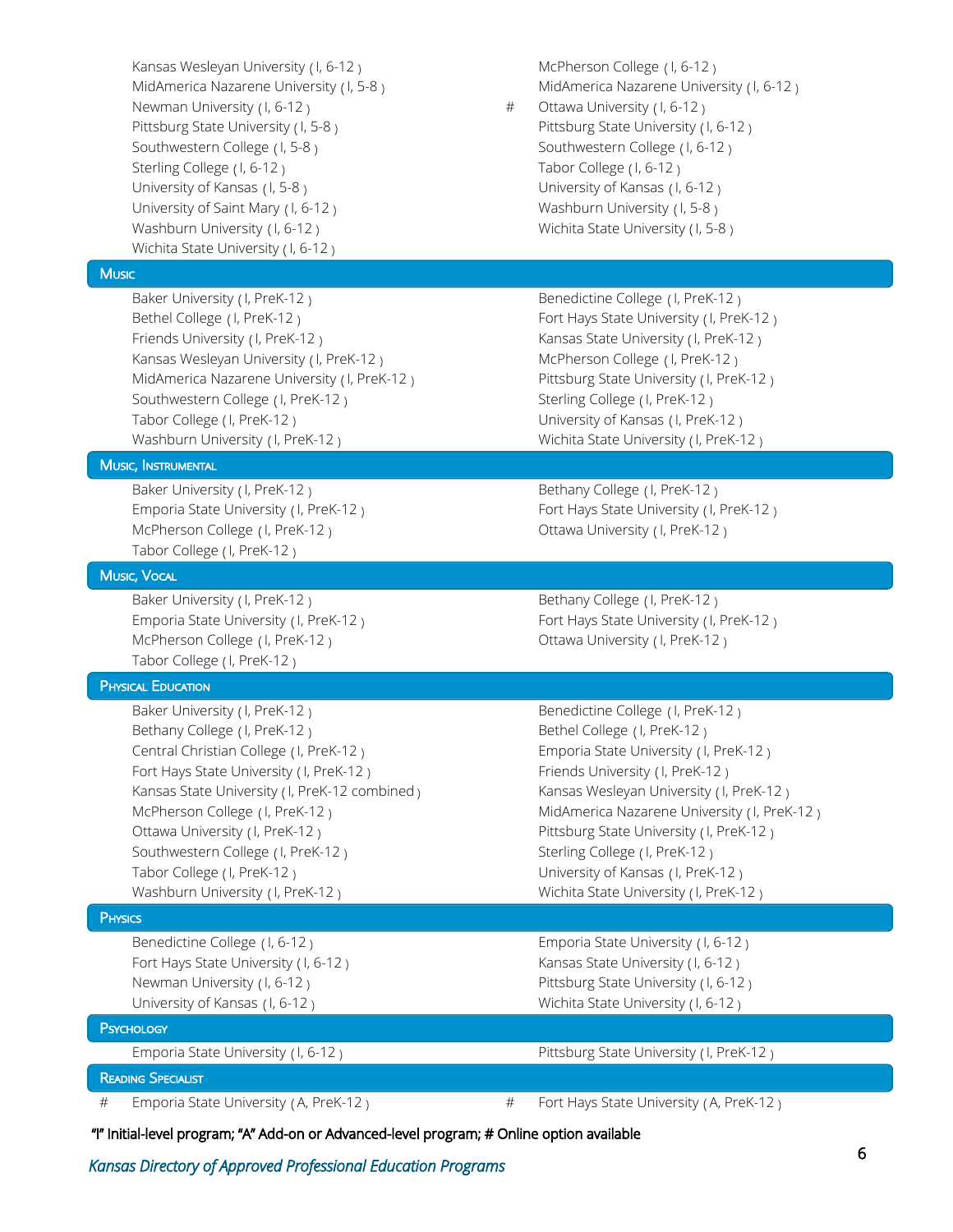- Kansas Wesleyan University ( I, 6-12 )
- MidAmerica Nazarene University ( I, 5-8 )
- Newman University ( I, 6-12 )
- Pittsburg State University ( I, 5-8 )
- Southwestern College ( I, 5-8 )
- Sterling College ( I, 6-12 )
- University of Kansas ( I, 5-8 )
- University of Saint Mary ( I, 6-12 )
- Washburn University ( I, 6-12 )
- Wichita State University ( I, 6-12 )
- McPherson College ( I, 6-12 )
- MidAmerica Nazarene University ( I, 6-12 )
- # Ottawa University ( I, 6-12 )
- Pittsburg State University ( I, 6-12 )
- Southwestern College ( I, 6-12 )
- Tabor College ( I, 6-12 )
- University of Kansas ( I, 6-12 )
- Washburn University ( I, 5-8 )
- Wichita State University ( I, 5-8 )

## Music

- Baker University ( I, PreK-12 )
- Bethel College ( I, PreK-12 )
- Friends University ( I, PreK-12 )
- Kansas Wesleyan University ( I, PreK-12 )
- MidAmerica Nazarene University ( I, PreK-12 )
- Southwestern College ( I, PreK-12 )
- Tabor College ( I, PreK-12 )
- Washburn University ( I, PreK-12 )
- Benedictine College ( I, PreK-12 )
- Fort Hays State University ( I, PreK-12 )
- Kansas State University ( I, PreK-12 )
- McPherson College ( I, PreK-12 )
- Pittsburg State University ( I, PreK-12 )
- Sterling College ( I, PreK-12 )
- University of Kansas ( I, PreK-12 )
- Wichita State University ( I, PreK-12 )

## Music, Instrumental

- Baker University ( I, PreK-12 )
- Emporia State University ( I, PreK-12 )
- McPherson College ( I, PreK-12 )
- Tabor College ( I, PreK-12 )
- Bethany College ( I, PreK-12 )
- Fort Hays State University ( I, PreK-12 )
- Ottawa University ( I, PreK-12 )

## Music, Vocal

- Baker University ( I, PreK-12 )
- Emporia State University ( I, PreK-12 )
- McPherson College ( I, PreK-12 )
- Tabor College ( I, PreK-12 )
- Bethany College ( I, PreK-12 )
- Fort Hays State University ( I, PreK-12 )
- Ottawa University ( I, PreK-12 )

## Physical Education

- Baker University ( I, PreK-12 )
- Bethany College ( I, PreK-12 )
- Central Christian College ( I, PreK-12 )
- Fort Hays State University ( I, PreK-12 )
- Kansas State University ( I, PreK-12 combined )
- McPherson College ( I, PreK-12 )
- Ottawa University ( I, PreK-12 )
- Southwestern College ( I, PreK-12 )
- Tabor College ( I, PreK-12 )
- Washburn University ( I, PreK-12 )
- Benedictine College ( I, PreK-12 )
- Bethel College ( I, PreK-12 )
- Emporia State University ( I, PreK-12 )
- Friends University ( I, PreK-12 )
- Kansas Wesleyan University ( I, PreK-12 )
- MidAmerica Nazarene University ( I, PreK-12 )
- Pittsburg State University ( I, PreK-12 )
- Sterling College ( I, PreK-12 )
- University of Kansas ( I, PreK-12 )
- Wichita State University ( I, PreK-12 )

## Physics

- Benedictine College ( I, 6-12 )
- Fort Hays State University ( I, 6-12 )
- Newman University ( I, 6-12 )
- University of Kansas ( I, 6-12 )
- Emporia State University ( I, 6-12 )
- Kansas State University ( I, 6-12 )
- Pittsburg State University ( I, 6-12 )
- Wichita State University ( I, 6-12 )

## Psychology

- Emporia State University ( I, 6-12 )
- Pittsburg State University ( I, PreK-12 )

## Reading Specialist

- # Emporia State University ( A, PreK-12 )
- # Fort Hays State University ( A, PreK-12 )

**"I" Initial-level program; "A" Add-on or Advanced-level program; # Online option available**

*Kansas Directory of Approved Professional Education Programs*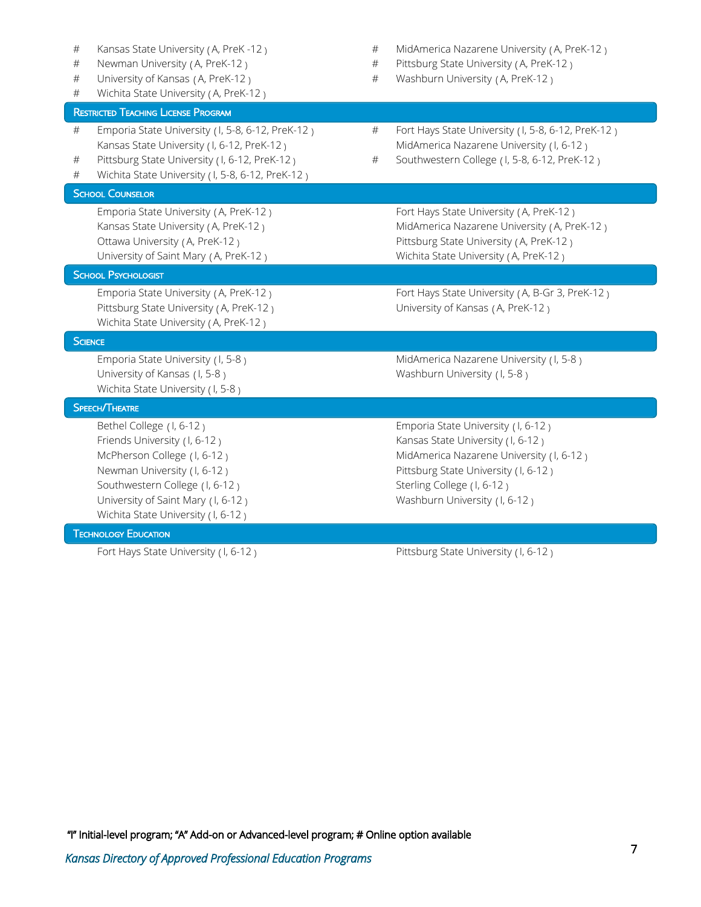- # Kansas State University ( A, PreK -12 )
- # Newman University ( A, PreK-12 )
- # University of Kansas ( A, PreK-12 )
- # Wichita State University ( A, PreK-12 )
- # MidAmerica Nazarene University ( A, PreK-12 )
- # Pittsburg State University ( A, PreK-12 )
- # Washburn University ( A, PreK-12 )

## Restricted Teaching License Program

- # Emporia State University ( I, 5-8, 6-12, PreK-12 )
- Kansas State University ( I, 6-12, PreK-12 )
- # Pittsburg State University ( I, 6-12, PreK-12 )
- # Wichita State University ( I, 5-8, 6-12, PreK-12 )
- # Fort Hays State University ( I, 5-8, 6-12, PreK-12 )
- MidAmerica Nazarene University ( I, 6-12 )
- # Southwestern College ( I, 5-8, 6-12, PreK-12 )

## School Counselor

- Emporia State University ( A, PreK-12 )
- Kansas State University ( A, PreK-12 )
- Ottawa University ( A, PreK-12 )
- University of Saint Mary ( A, PreK-12 )
- Fort Hays State University ( A, PreK-12 )
- MidAmerica Nazarene University ( A, PreK-12 )
- Pittsburg State University ( A, PreK-12 )
- Wichita State University ( A, PreK-12 )

## School Psychologist

- Emporia State University ( A, PreK-12 )
- Pittsburg State University ( A, PreK-12 )
- Wichita State University ( A, PreK-12 )
- Fort Hays State University ( A, B-Gr 3, PreK-12 )
- University of Kansas ( A, PreK-12 )

## Science

- Emporia State University ( I, 5-8 )
- University of Kansas ( I, 5-8 )
- Wichita State University ( I, 5-8 )
- MidAmerica Nazarene University ( I, 5-8 )
- Washburn University ( I, 5-8 )

## Speech/Theatre

- Bethel College ( I, 6-12 )
- Friends University ( I, 6-12 )
- McPherson College ( I, 6-12 )
- Newman University ( I, 6-12 )
- Southwestern College ( I, 6-12 )
- University of Saint Mary ( I, 6-12 )
- Wichita State University ( I, 6-12 )
- Emporia State University ( I, 6-12 )
- Kansas State University ( I, 6-12 )
- MidAmerica Nazarene University ( I, 6-12 )
- Pittsburg State University ( I, 6-12 )
- Sterling College ( I, 6-12 )
- Washburn University ( I, 6-12 )

## Technology Education

- Fort Hays State University ( I, 6-12 )
- Pittsburg State University ( I, 6-12 )

"I" Initial-level program; "A" Add-on or Advanced-level program; # Online option available

*Kansas Directory of Approved Professional Education Programs*